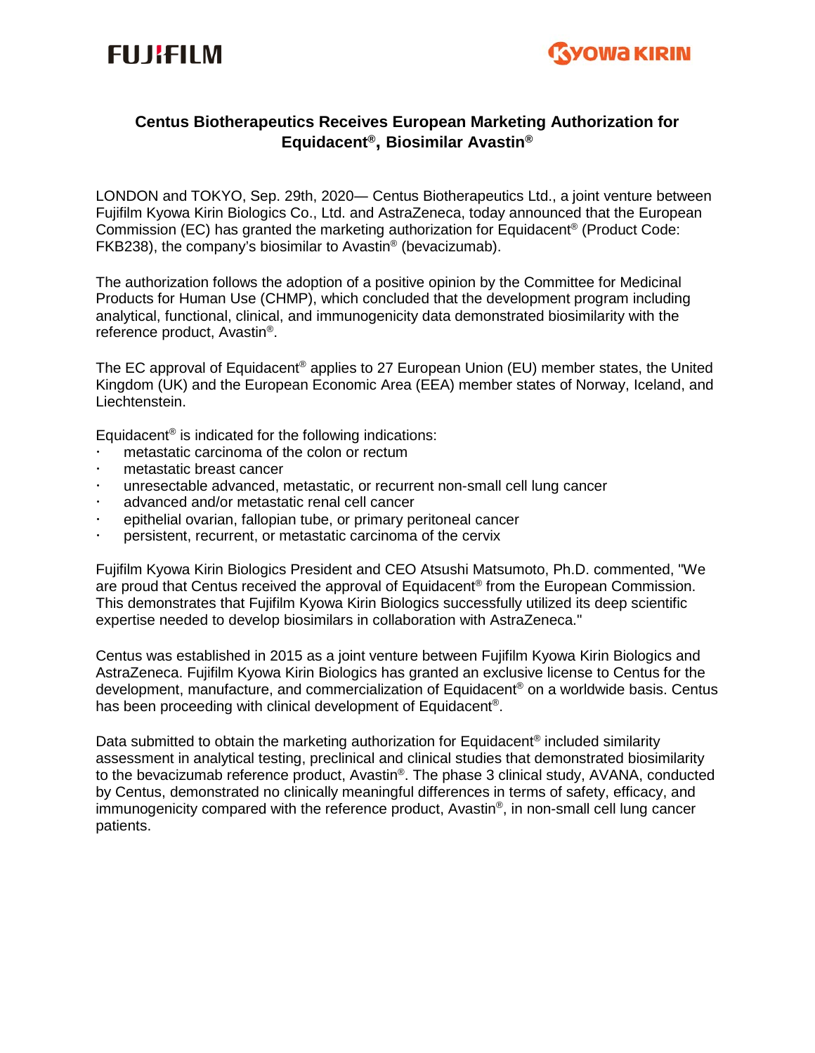FUJIFILM

KYOWA KIRIN

# Centus Biotherapeutics Receives European Marketing Authorization for Equidacent®, Biosimilar Avastin®

LONDON and TOKYO, Sep. 29th, 2020— Centus Biotherapeutics Ltd., a joint venture between Fujifilm Kyowa Kirin Biologics Co., Ltd. and AstraZeneca, today announced that the European Commission (EC) has granted the marketing authorization for Equidacent® (Product Code: FKB238), the company's biosimilar to Avastin® (bevacizumab).

The authorization follows the adoption of a positive opinion by the Committee for Medicinal Products for Human Use (CHMP), which concluded that the development program including analytical, functional, clinical, and immunogenicity data demonstrated biosimilarity with the reference product, Avastin®.

The EC approval of Equidacent® applies to 27 European Union (EU) member states, the United Kingdom (UK) and the European Economic Area (EEA) member states of Norway, Iceland, and Liechtenstein.

Equidacent® is indicated for the following indications:

- metastatic carcinoma of the colon or rectum
- metastatic breast cancer
- unresectable advanced, metastatic, or recurrent non-small cell lung cancer
- advanced and/or metastatic renal cell cancer
- epithelial ovarian, fallopian tube, or primary peritoneal cancer
- persistent, recurrent, or metastatic carcinoma of the cervix

Fujifilm Kyowa Kirin Biologics President and CEO Atsushi Matsumoto, Ph.D. commented, "We are proud that Centus received the approval of Equidacent® from the European Commission. This demonstrates that Fujifilm Kyowa Kirin Biologics successfully utilized its deep scientific expertise needed to develop biosimilars in collaboration with AstraZeneca."

Centus was established in 2015 as a joint venture between Fujifilm Kyowa Kirin Biologics and AstraZeneca. Fujifilm Kyowa Kirin Biologics has granted an exclusive license to Centus for the development, manufacture, and commercialization of Equidacent® on a worldwide basis. Centus has been proceeding with clinical development of Equidacent®.

Data submitted to obtain the marketing authorization for Equidacent® included similarity assessment in analytical testing, preclinical and clinical studies that demonstrated biosimilarity to the bevacizumab reference product, Avastin®. The phase 3 clinical study, AVANA, conducted by Centus, demonstrated no clinically meaningful differences in terms of safety, efficacy, and immunogenicity compared with the reference product, Avastin®, in non-small cell lung cancer patients.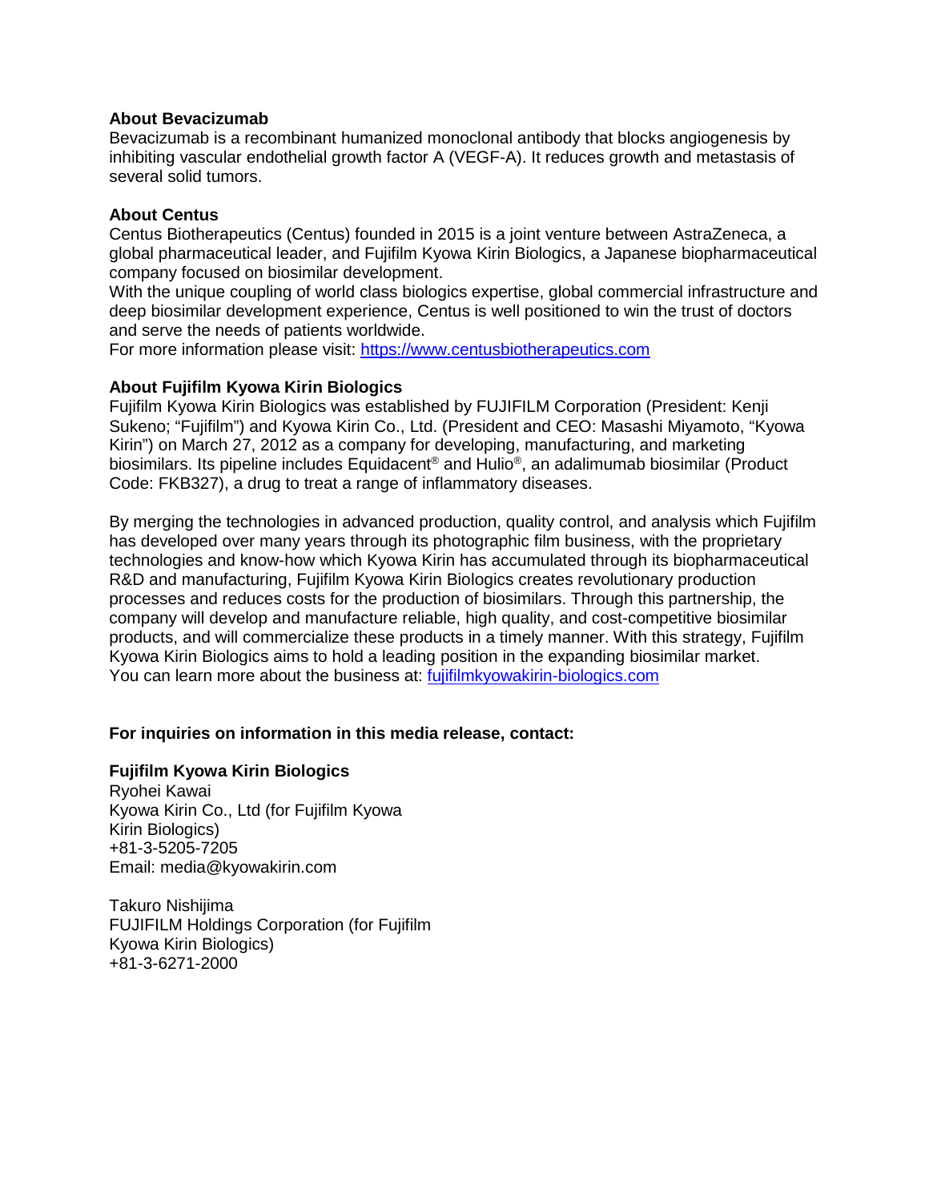**About Bevacizumab**

Bevacizumab is a recombinant humanized monoclonal antibody that blocks angiogenesis by inhibiting vascular endothelial growth factor A (VEGF-A). It reduces growth and metastasis of several solid tumors.

**About Centus**

Centus Biotherapeutics (Centus) founded in 2015 is a joint venture between AstraZeneca, a global pharmaceutical leader, and Fujifilm Kyowa Kirin Biologics, a Japanese biopharmaceutical company focused on biosimilar development.

With the unique coupling of world class biologics expertise, global commercial infrastructure and deep biosimilar development experience, Centus is well positioned to win the trust of doctors and serve the needs of patients worldwide.

For more information please visit: [https://www.centusbiotherapeutics.com](https://www.centusbiotherapeutics.com)

**About Fujifilm Kyowa Kirin Biologics**

Fujifilm Kyowa Kirin Biologics was established by FUJIFILM Corporation (President: Kenji Sukeno; "Fujifilm") and Kyowa Kirin Co., Ltd. (President and CEO: Masashi Miyamoto, "Kyowa Kirin") on March 27, 2012 as a company for developing, manufacturing, and marketing biosimilars. Its pipeline includes Equidacent® and Hulio®, an adalimumab biosimilar (Product Code: FKB327), a drug to treat a range of inflammatory diseases.

By merging the technologies in advanced production, quality control, and analysis which Fujifilm has developed over many years through its photographic film business, with the proprietary technologies and know-how which Kyowa Kirin has accumulated through its biopharmaceutical R&D and manufacturing, Fujifilm Kyowa Kirin Biologics creates revolutionary production processes and reduces costs for the production of biosimilars. Through this partnership, the company will develop and manufacture reliable, high quality, and cost-competitive biosimilar products, and will commercialize these products in a timely manner. With this strategy, Fujifilm Kyowa Kirin Biologics aims to hold a leading position in the expanding biosimilar market.

You can learn more about the business at: [fujifilmkyowakirin-biologics.com](fujifilmkyowakirin-biologics.com)

**For inquiries on information in this media release, contact:**

**Fujifilm Kyowa Kirin Biologics**

Ryohei Kawai
Kyowa Kirin Co., Ltd (for Fujifilm Kyowa Kirin Biologics)
+81-3-5205-7205
Email: media@kyowakirin.com

Takuro Nishijima
FUJIFILM Holdings Corporation (for Fujifilm Kyowa Kirin Biologics)
+81-3-6271-2000